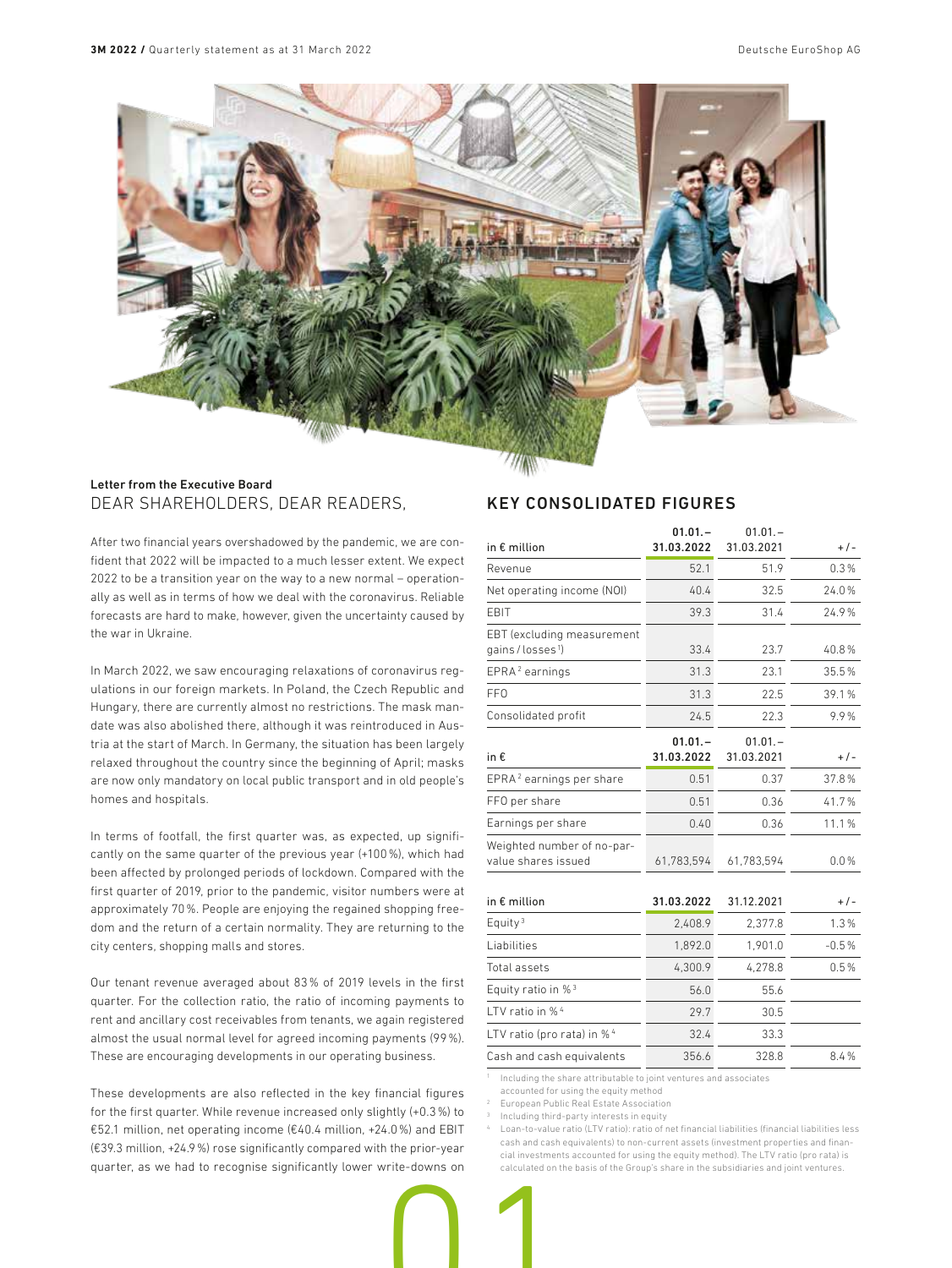## Letter from the Executive Board

# DEAR SHAREHOLDERS, DEAR READERS,

After two financial years overshadowed by the pandemic, we are confident that 2022 will be impacted to a much lesser extent. We expect 2022 to be a transition year on the way to a new normal – operationally as well as in terms of how we deal with the coronavirus. Reliable forecasts are hard to make, however, given the uncertainty caused by the war in Ukraine.

In March 2022, we saw encouraging relaxations of coronavirus regulations in our foreign markets. In Poland, the Czech Republic and Hungary, there are currently almost no restrictions. The mask mandate was also abolished there, although it was reintroduced in Austria at the start of March. In Germany, the situation has been largely relaxed throughout the country since the beginning of April; masks are now only mandatory on local public transport and in old people's homes and hospitals.

In terms of footfall, the first quarter was, as expected, up significantly on the same quarter of the previous year (+100 %), which had been affected by prolonged periods of lockdown. Compared with the first quarter of 2019, prior to the pandemic, visitor numbers were at approximately 70 %. People are enjoying the regained shopping freedom and the return of a certain normality. They are returning to the city centers, shopping malls and stores.

Our tenant revenue averaged about 83 % of 2019 levels in the first quarter. For the collection ratio, the ratio of incoming payments to rent and ancillary cost receivables from tenants, we again registered almost the usual normal level for agreed incoming payments (99 %). These are encouraging developments in our operating business.

These developments are also reflected in the key financial figures for the first quarter. While revenue increased only slightly (+0.3 %) to €52.1 million, net operating income (€40.4 million, +24.0 %) and EBIT (€39.3 million, +24.9 %) rose significantly compared with the prior-year quarter, as we had to recognise significantly lower write-downs on

# KEY CONSOLIDATED FIGURES

| in € million | 01.01.– 31.03.2022 | 01.01.– 31.03.2021 | +/- |
|---|---|---|---|
| Revenue | 52.1 | 51.9 | 0.3% |
| Net operating income (NOI) | 40.4 | 32.5 | 24.0% |
| EBIT | 39.3 | 31.4 | 24.9% |
| EBT (excluding measurement gains/losses[1]) | 33.4 | 23.7 | 40.8% |
| EPRA[2] earnings | 31.3 | 23.1 | 35.5% |
| FFO | 31.3 | 22.5 | 39.1% |
| Consolidated profit | 24.5 | 22.3 | 9.9% |

| in € | 01.01.– 31.03.2022 | 01.01.– 31.03.2021 | +/- |
|---|---|---|---|
| EPRA[2] earnings per share | 0.51 | 0.37 | 37.8% |
| FFO per share | 0.51 | 0.36 | 41.7% |
| Earnings per share | 0.40 | 0.36 | 11.1% |
| Weighted number of no-par-value shares issued | 61,783,594 | 61,783,594 | 0.0% |

| in € million | 31.03.2022 | 31.12.2021 | +/- |
|---|---|---|---|
| Equity[3] | 2,408.9 | 2,377.8 | 1.3% |
| Liabilities | 1,892.0 | 1,901.0 | -0.5% |
| Total assets | 4,300.9 | 4,278.8 | 0.5% |
| Equity ratio in %[3] | 56.0 | 55.6 | |
| LTV ratio in %[4] | 29.7 | 30.5 | |
| LTV ratio (pro rata) in %[4] | 32.4 | 33.3 | |
| Cash and cash equivalents | 356.6 | 328.8 | 8.4% |

[1] Including the share attributable to joint ventures and associates accounted for using the equity method

[2] European Public Real Estate Association

[3] Including third-party interests in equity

[4] Loan-to-value ratio (LTV ratio): ratio of net financial liabilities (financial liabilities less cash and cash equivalents) to non-current assets (investment properties and financial investments accounted for using the equity method). The LTV ratio (pro rata) is calculated on the basis of the Group's share in the subsidiaries and joint ventures.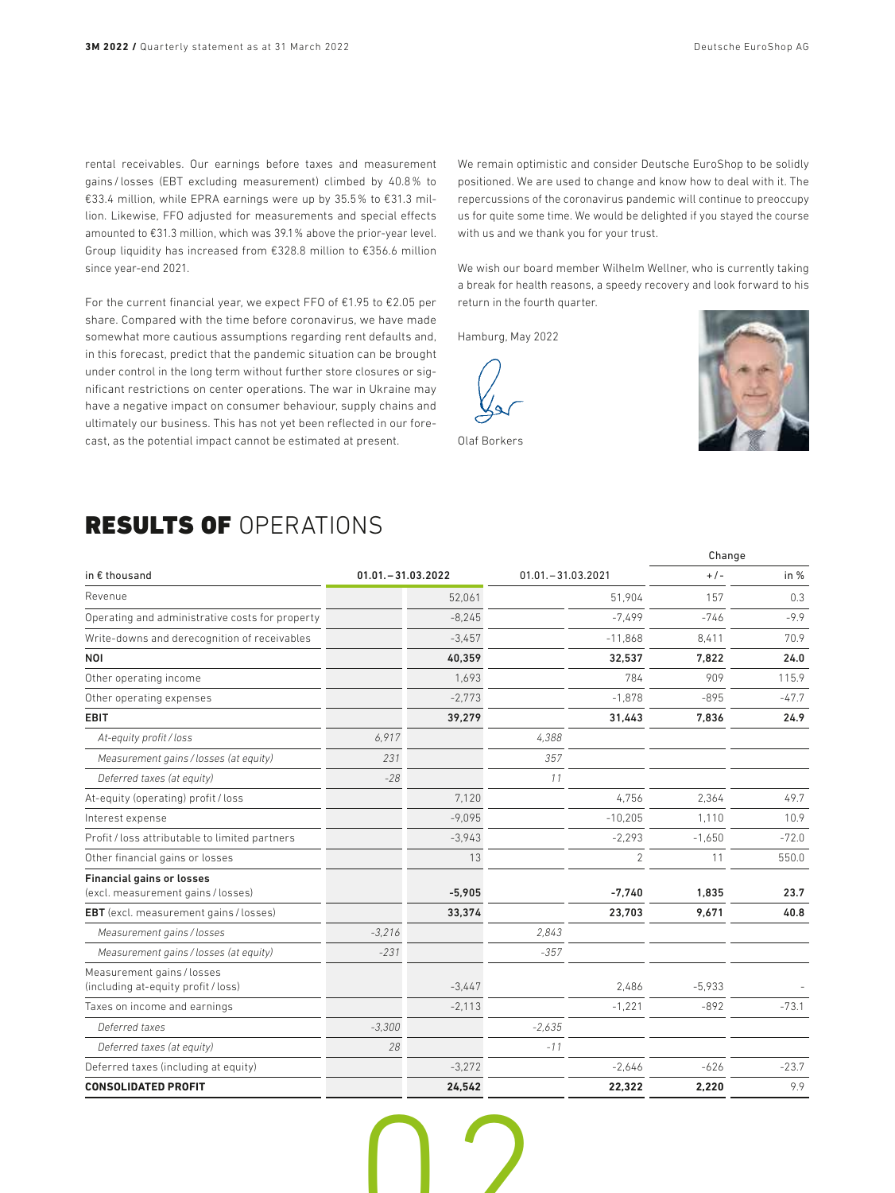rental receivables. Our earnings before taxes and measurement gains / losses (EBT excluding measurement) climbed by 40.8 % to €33.4 million, while EPRA earnings were up by 35.5 % to €31.3 million. Likewise, FFO adjusted for measurements and special effects amounted to €31.3 million, which was 39.1 % above the prior-year level. Group liquidity has increased from €328.8 million to €356.6 million since year-end 2021.

For the current financial year, we expect FFO of €1.95 to €2.05 per share. Compared with the time before coronavirus, we have made somewhat more cautious assumptions regarding rent defaults and, in this forecast, predict that the pandemic situation can be brought under control in the long term without further store closures or significant restrictions on center operations. The war in Ukraine may have a negative impact on consumer behaviour, supply chains and ultimately our business. This has not yet been reflected in our forecast, as the potential impact cannot be estimated at present.

We remain optimistic and consider Deutsche EuroShop to be solidly positioned. We are used to change and know how to deal with it. The repercussions of the coronavirus pandemic will continue to preoccupy us for quite some time. We would be delighted if you stayed the course with us and we thank you for your trust.

We wish our board member Wilhelm Wellner, who is currently taking a break for health reasons, a speedy recovery and look forward to his return in the fourth quarter.

Hamburg, May 2022

Olaf Borkers

# RESULTS OF OPERATIONS

| in € thousand | 01.01. – 31.03.2022 | | 01.01. – 31.03.2021 | | Change | |
|---|---|---|---|---|---|---|
| | | | | | + / - | in % |
| Revenue | | 52,061 | | 51,904 | 157 | 0.3 |
| Operating and administrative costs for property | | -8,245 | | -7,499 | -746 | -9.9 |
| Write-downs and derecognition of receivables | | -3,457 | | -11,868 | 8,411 | 70.9 |
| **NOI** | | **40,359** | | **32,537** | **7,822** | **24.0** |
| Other operating income | | 1,693 | | 784 | 909 | 115.9 |
| Other operating expenses | | -2,773 | | -1,878 | -895 | -47.7 |
| **EBIT** | | **39,279** | | **31,443** | **7,836** | **24.9** |
| *At-equity profit / loss* | *6,917* | | *4,388* | | | |
| *Measurement gains / losses (at equity)* | *231* | | *357* | | | |
| *Deferred taxes (at equity)* | *-28* | | *11* | | | |
| At-equity (operating) profit / loss | | 7,120 | | 4,756 | 2,364 | 49.7 |
| Interest expense | | -9,095 | | -10,205 | 1,110 | 10.9 |
| Profit / loss attributable to limited partners | | -3,943 | | -2,293 | -1,650 | -72.0 |
| Other financial gains or losses | | 13 | | 2 | 11 | 550.0 |
| **Financial gains or losses** (excl. measurement gains / losses) | | **-5,905** | | **-7,740** | **1,835** | **23.7** |
| **EBT** (excl. measurement gains / losses) | | **33,374** | | **23,703** | **9,671** | **40.8** |
| *Measurement gains / losses* | *-3,216* | | *2,843* | | | |
| *Measurement gains / losses (at equity)* | *-231* | | *-357* | | | |
| Measurement gains / losses (including at-equity profit / loss) | | -3,447 | | 2,486 | -5,933 | - |
| Taxes on income and earnings | | -2,113 | | -1,221 | -892 | -73.1 |
| *Deferred taxes* | *-3,300* | | *-2,635* | | | |
| *Deferred taxes (at equity)* | *28* | | *-11* | | | |
| Deferred taxes (including at equity) | | -3,272 | | -2,646 | -626 | -23.7 |
| **CONSOLIDATED PROFIT** | | **24,542** | | **22,322** | **2,220** | 9.9 |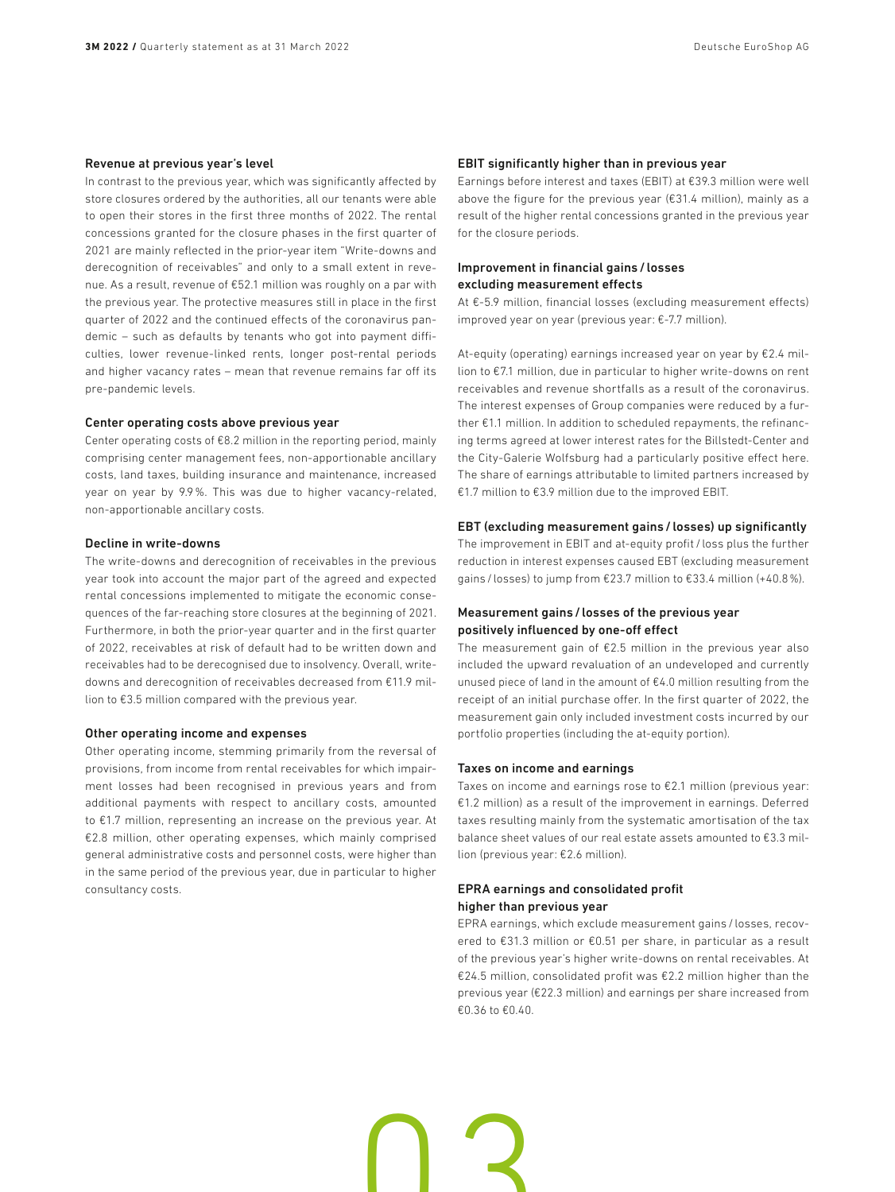### Revenue at previous year's level

In contrast to the previous year, which was significantly affected by store closures ordered by the authorities, all our tenants were able to open their stores in the first three months of 2022. The rental concessions granted for the closure phases in the first quarter of 2021 are mainly reflected in the prior-year item "Write-downs and derecognition of receivables" and only to a small extent in revenue. As a result, revenue of €52.1 million was roughly on a par with the previous year. The protective measures still in place in the first quarter of 2022 and the continued effects of the coronavirus pandemic – such as defaults by tenants who got into payment difficulties, lower revenue-linked rents, longer post-rental periods and higher vacancy rates – mean that revenue remains far off its pre-pandemic levels.

### Center operating costs above previous year

Center operating costs of €8.2 million in the reporting period, mainly comprising center management fees, non-apportionable ancillary costs, land taxes, building insurance and maintenance, increased year on year by 9.9 %. This was due to higher vacancy-related, non-apportionable ancillary costs.

### Decline in write-downs

The write-downs and derecognition of receivables in the previous year took into account the major part of the agreed and expected rental concessions implemented to mitigate the economic consequences of the far-reaching store closures at the beginning of 2021. Furthermore, in both the prior-year quarter and in the first quarter of 2022, receivables at risk of default had to be written down and receivables had to be derecognised due to insolvency. Overall, write-downs and derecognition of receivables decreased from €11.9 million to €3.5 million compared with the previous year.

### Other operating income and expenses

Other operating income, stemming primarily from the reversal of provisions, from income from rental receivables for which impairment losses had been recognised in previous years and from additional payments with respect to ancillary costs, amounted to €1.7 million, representing an increase on the previous year. At €2.8 million, other operating expenses, which mainly comprised general administrative costs and personnel costs, were higher than in the same period of the previous year, due in particular to higher consultancy costs.

### EBIT significantly higher than in previous year

Earnings before interest and taxes (EBIT) at €39.3 million were well above the figure for the previous year (€31.4 million), mainly as a result of the higher rental concessions granted in the previous year for the closure periods.

### Improvement in financial gains / losses excluding measurement effects

At €-5.9 million, financial losses (excluding measurement effects) improved year on year (previous year: €-7.7 million).

At-equity (operating) earnings increased year on year by €2.4 million to €7.1 million, due in particular to higher write-downs on rent receivables and revenue shortfalls as a result of the coronavirus. The interest expenses of Group companies were reduced by a further €1.1 million. In addition to scheduled repayments, the refinancing terms agreed at lower interest rates for the Billstedt-Center and the City-Galerie Wolfsburg had a particularly positive effect here. The share of earnings attributable to limited partners increased by €1.7 million to €3.9 million due to the improved EBIT.

### EBT (excluding measurement gains / losses) up significantly

The improvement in EBIT and at-equity profit / loss plus the further reduction in interest expenses caused EBT (excluding measurement gains / losses) to jump from €23.7 million to €33.4 million (+40.8 %).

### Measurement gains / losses of the previous year positively influenced by one-off effect

The measurement gain of €2.5 million in the previous year also included the upward revaluation of an undeveloped and currently unused piece of land in the amount of €4.0 million resulting from the receipt of an initial purchase offer. In the first quarter of 2022, the measurement gain only included investment costs incurred by our portfolio properties (including the at-equity portion).

### Taxes on income and earnings

Taxes on income and earnings rose to €2.1 million (previous year: €1.2 million) as a result of the improvement in earnings. Deferred taxes resulting mainly from the systematic amortisation of the tax balance sheet values of our real estate assets amounted to €3.3 million (previous year: €2.6 million).

### EPRA earnings and consolidated profit higher than previous year

EPRA earnings, which exclude measurement gains / losses, recovered to €31.3 million or €0.51 per share, in particular as a result of the previous year's higher write-downs on rental receivables. At €24.5 million, consolidated profit was €2.2 million higher than the previous year (€22.3 million) and earnings per share increased from €0.36 to €0.40.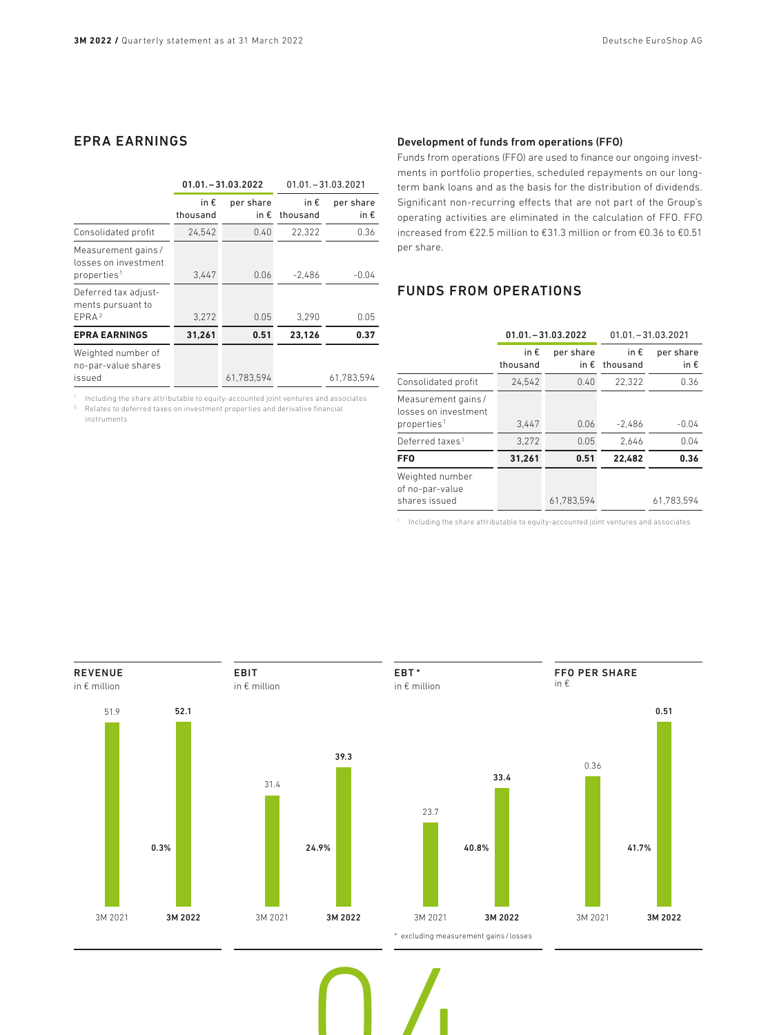## EPRA EARNINGS

| | 01.01.–31.03.2022 | | 01.01.–31.03.2021 | |
|---|---|---|---|---|
| | in € thousand | per share in € | in € thousand | per share in € |
| Consolidated profit | 24,542 | 0.40 | 22,322 | 0.36 |
| Measurement gains / losses on investment properties[1] | 3,447 | 0.06 | -2,486 | -0.04 |
| Deferred tax adjustments pursuant to EPRA[2] | 3,272 | 0.05 | 3,290 | 0.05 |
| **EPRA EARNINGS** | **31,261** | **0.51** | **23,126** | **0.37** |
| Weighted number of no-par-value shares issued | | 61,783,594 | | 61,783,594 |

[1] Including the share attributable to equity-accounted joint ventures and associates
[2] Relates to deferred taxes on investment properties and derivative financial instruments

### Development of funds from operations (FFO)

Funds from operations (FFO) are used to finance our ongoing investments in portfolio properties, scheduled repayments on our long-term bank loans and as the basis for the distribution of dividends. Significant non-recurring effects that are not part of the Group's operating activities are eliminated in the calculation of FFO. FFO increased from €22.5 million to €31.3 million or from €0.36 to €0.51 per share.

## FUNDS FROM OPERATIONS

| | 01.01.–31.03.2022 | | 01.01.–31.03.2021 | |
|---|---|---|---|---|
| | in € thousand | per share in € | in € thousand | per share in € |
| Consolidated profit | 24,542 | 0.40 | 22,322 | 0.36 |
| Measurement gains / losses on investment properties[1] | 3,447 | 0.06 | -2,486 | -0.04 |
| Deferred taxes[1] | 3,272 | 0.05 | 2,646 | 0.04 |
| **FFO** | **31,261** | **0.51** | **22,482** | **0.36** |
| Weighted number of no-par-value shares issued | | 61,783,594 | | 61,783,594 |

[1] Including the share attributable to equity-accounted joint ventures and associates

**REVENUE** in € million

| 3M 2021 | 3M 2022 | Change |
|---|---|---|
| 51.9 | 52.1 | 0.3% |

**EBIT** in € million

| 3M 2021 | 3M 2022 | Change |
|---|---|---|
| 31.4 | 39.3 | 24.9% |

**EBT*** in € million

| 3M 2021 | 3M 2022 | Change |
|---|---|---|
| 23.7 | 33.4 | 40.8% |

* excluding measurement gains / losses

**FFO PER SHARE** in €

| 3M 2021 | 3M 2022 | Change |
|---|---|---|
| 0.36 | 0.51 | 41.7% |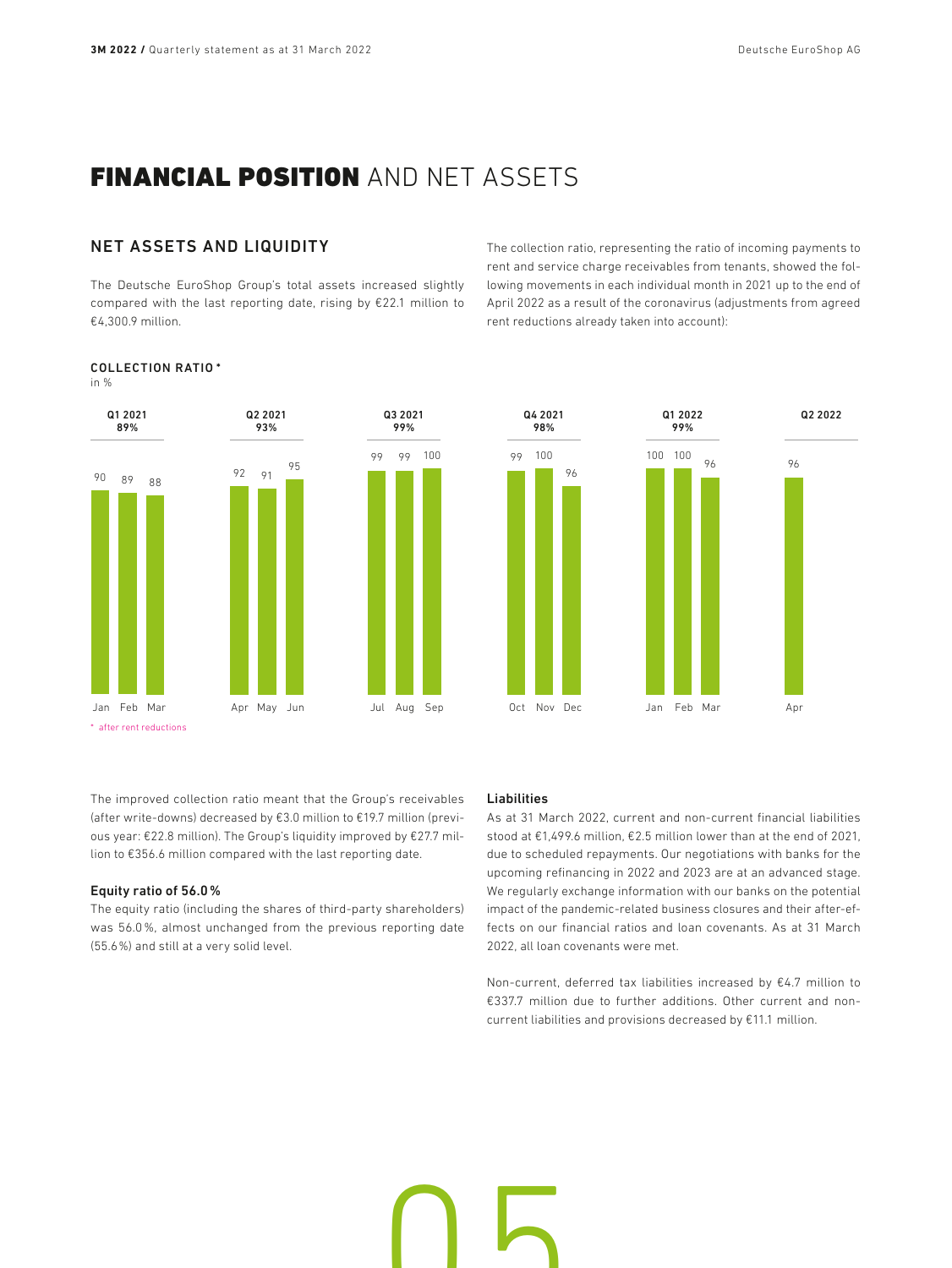# FINANCIAL POSITION AND NET ASSETS

## NET ASSETS AND LIQUIDITY

The Deutsche EuroShop Group's total assets increased slightly compared with the last reporting date, rising by €22.1 million to €4,300.9 million.

The collection ratio, representing the ratio of incoming payments to rent and service charge receivables from tenants, showed the following movements in each individual month in 2021 up to the end of April 2022 as a result of the coronavirus (adjustments from agreed rent reductions already taken into account):

**COLLECTION RATIO ***

in %

| Quarter | Month | Collection ratio |
|---|---|---|
| Q1 2021 (89%) | Jan | 90 |
| | Feb | 89 |
| | Mar | 88 |
| Q2 2021 (93%) | Apr | 92 |
| | May | 91 |
| | Jun | 95 |
| Q3 2021 (99%) | Jul | 99 |
| | Aug | 99 |
| | Sep | 100 |
| Q4 2021 (98%) | Oct | 99 |
| | Nov | 100 |
| | Dec | 96 |
| Q1 2022 (99%) | Jan | 100 |
| | Feb | 100 |
| | Mar | 96 |
| Q2 2022 | Apr | 96 |

\* after rent reductions

The improved collection ratio meant that the Group's receivables (after write-downs) decreased by €3.0 million to €19.7 million (previous year: €22.8 million). The Group's liquidity improved by €27.7 million to €356.6 million compared with the last reporting date.

### Equity ratio of 56.0%

The equity ratio (including the shares of third-party shareholders) was 56.0%, almost unchanged from the previous reporting date (55.6%) and still at a very solid level.

### Liabilities

As at 31 March 2022, current and non-current financial liabilities stood at €1,499.6 million, €2.5 million lower than at the end of 2021, due to scheduled repayments. Our negotiations with banks for the upcoming refinancing in 2022 and 2023 are at an advanced stage. We regularly exchange information with our banks on the potential impact of the pandemic-related business closures and their after-effects on our financial ratios and loan covenants. As at 31 March 2022, all loan covenants were met.

Non-current, deferred tax liabilities increased by €4.7 million to €337.7 million due to further additions. Other current and non-current liabilities and provisions decreased by €11.1 million.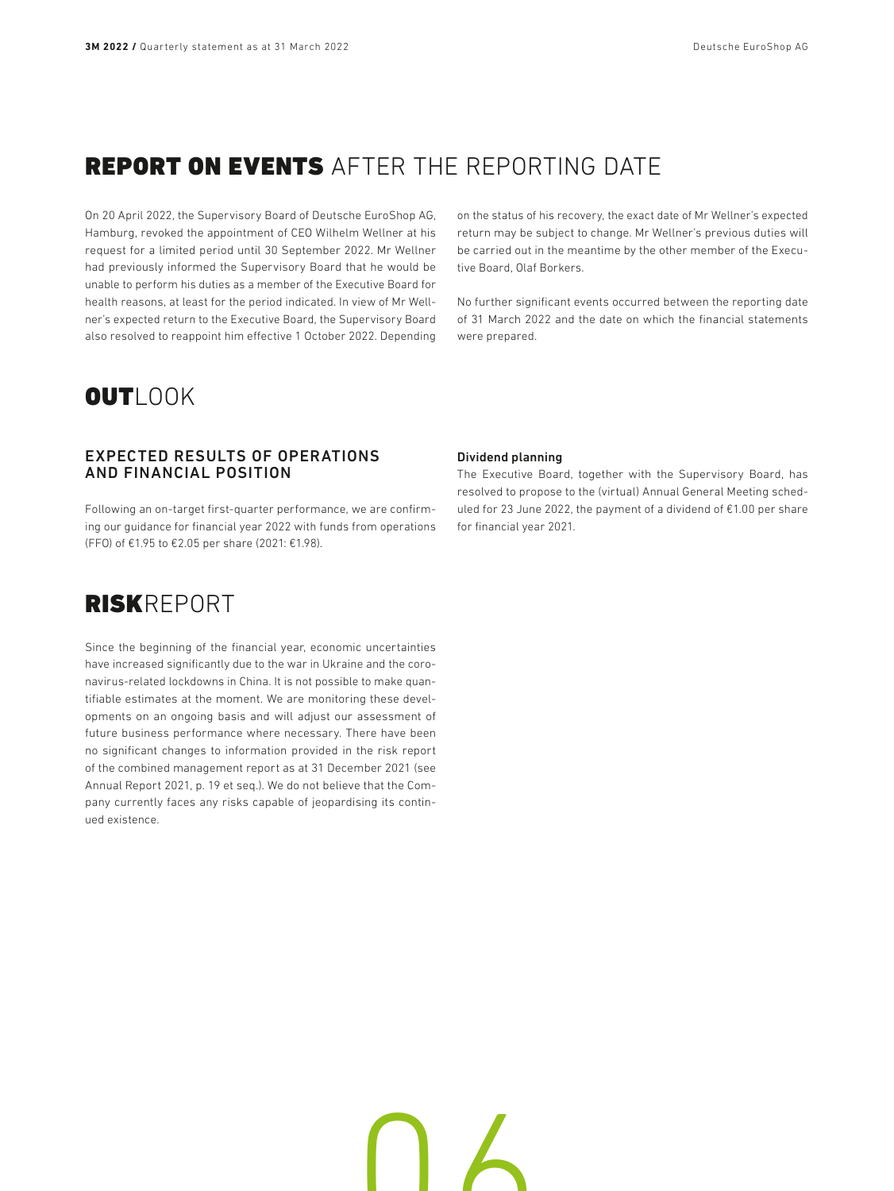# REPORT ON EVENTS AFTER THE REPORTING DATE

On 20 April 2022, the Supervisory Board of Deutsche EuroShop AG, Hamburg, revoked the appointment of CEO Wilhelm Wellner at his request for a limited period until 30 September 2022. Mr Wellner had previously informed the Supervisory Board that he would be unable to perform his duties as a member of the Executive Board for health reasons, at least for the period indicated. In view of Mr Wellner's expected return to the Executive Board, the Supervisory Board also resolved to reappoint him effective 1 October 2022. Depending on the status of his recovery, the exact date of Mr Wellner's expected return may be subject to change. Mr Wellner's previous duties will be carried out in the meantime by the other member of the Executive Board, Olaf Borkers.

No further significant events occurred between the reporting date of 31 March 2022 and the date on which the financial statements were prepared.

# OUTLOOK

## EXPECTED RESULTS OF OPERATIONS AND FINANCIAL POSITION

Following an on-target first-quarter performance, we are confirming our guidance for financial year 2022 with funds from operations (FFO) of €1.95 to €2.05 per share (2021: €1.98).

### Dividend planning

The Executive Board, together with the Supervisory Board, has resolved to propose to the (virtual) Annual General Meeting scheduled for 23 June 2022, the payment of a dividend of €1.00 per share for financial year 2021.

# RISK REPORT

Since the beginning of the financial year, economic uncertainties have increased significantly due to the war in Ukraine and the coronavirus-related lockdowns in China. It is not possible to make quantifiable estimates at the moment. We are monitoring these developments on an ongoing basis and will adjust our assessment of future business performance where necessary. There have been no significant changes to information provided in the risk report of the combined management report as at 31 December 2021 (see Annual Report 2021, p. 19 et seq.). We do not believe that the Company currently faces any risks capable of jeopardising its continued existence.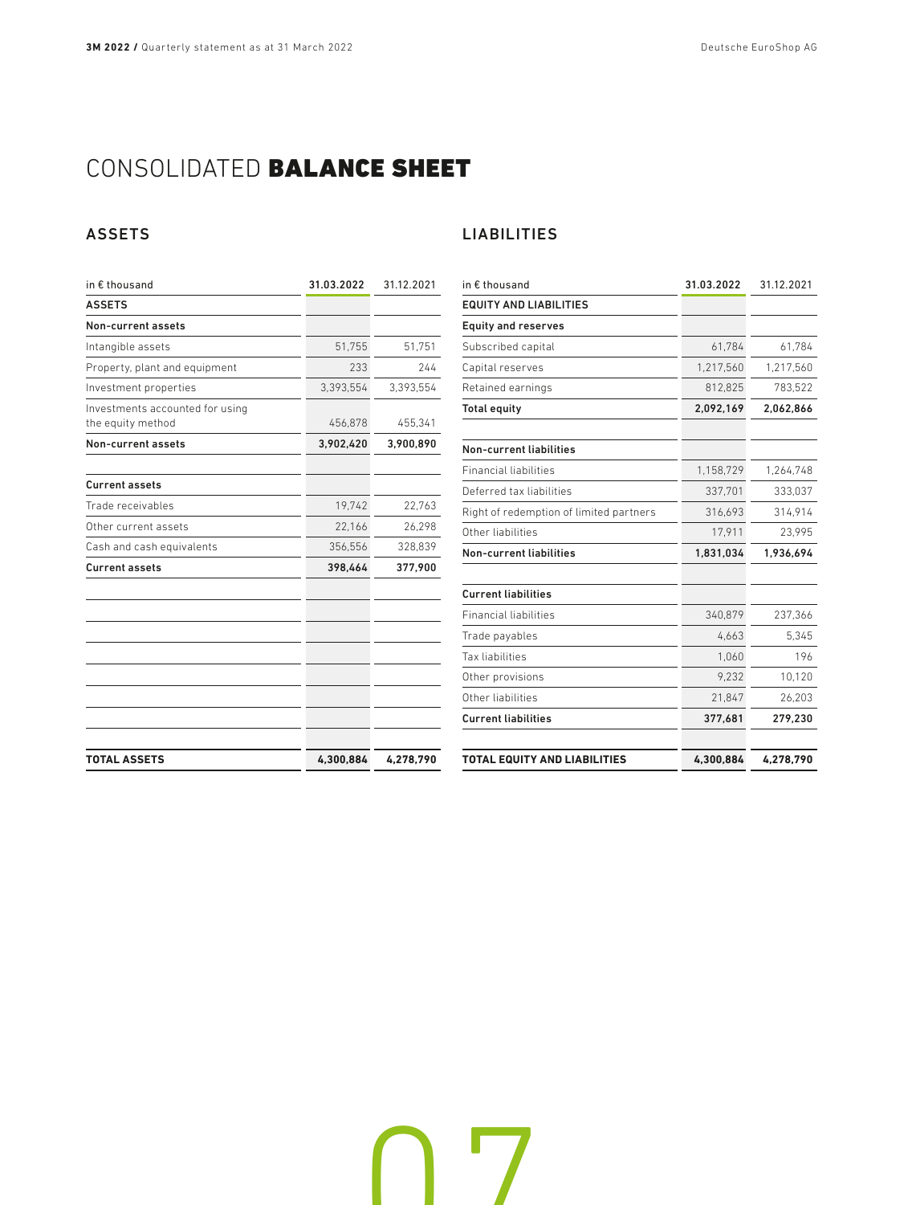# CONSOLIDATED **BALANCE SHEET**

## ASSETS

| in € thousand | 31.03.2022 | 31.12.2021 |
|---|---|---|
| **ASSETS** | | |
| **Non-current assets** | | |
| Intangible assets | 51,755 | 51,751 |
| Property, plant and equipment | 233 | 244 |
| Investment properties | 3,393,554 | 3,393,554 |
| Investments accounted for using the equity method | 456,878 | 455,341 |
| **Non-current assets** | **3,902,420** | **3,900,890** |
| | | |
| **Current assets** | | |
| Trade receivables | 19,742 | 22,763 |
| Other current assets | 22,166 | 26,298 |
| Cash and cash equivalents | 356,556 | 328,839 |
| **Current assets** | **398,464** | **377,900** |
| | | |
| **TOTAL ASSETS** | **4,300,884** | **4,278,790** |

## LIABILITIES

| in € thousand | 31.03.2022 | 31.12.2021 |
|---|---|---|
| **EQUITY AND LIABILITIES** | | |
| **Equity and reserves** | | |
| Subscribed capital | 61,784 | 61,784 |
| Capital reserves | 1,217,560 | 1,217,560 |
| Retained earnings | 812,825 | 783,522 |
| **Total equity** | **2,092,169** | **2,062,866** |
| | | |
| **Non-current liabilities** | | |
| Financial liabilities | 1,158,729 | 1,264,748 |
| Deferred tax liabilities | 337,701 | 333,037 |
| Right of redemption of limited partners | 316,693 | 314,914 |
| Other liabilities | 17,911 | 23,995 |
| **Non-current liabilities** | **1,831,034** | **1,936,694** |
| | | |
| **Current liabilities** | | |
| Financial liabilities | 340,879 | 237,366 |
| Trade payables | 4,663 | 5,345 |
| Tax liabilities | 1,060 | 196 |
| Other provisions | 9,232 | 10,120 |
| Other liabilities | 21,847 | 26,203 |
| **Current liabilities** | **377,681** | **279,230** |
| | | |
| **TOTAL EQUITY AND LIABILITIES** | **4,300,884** | **4,278,790** |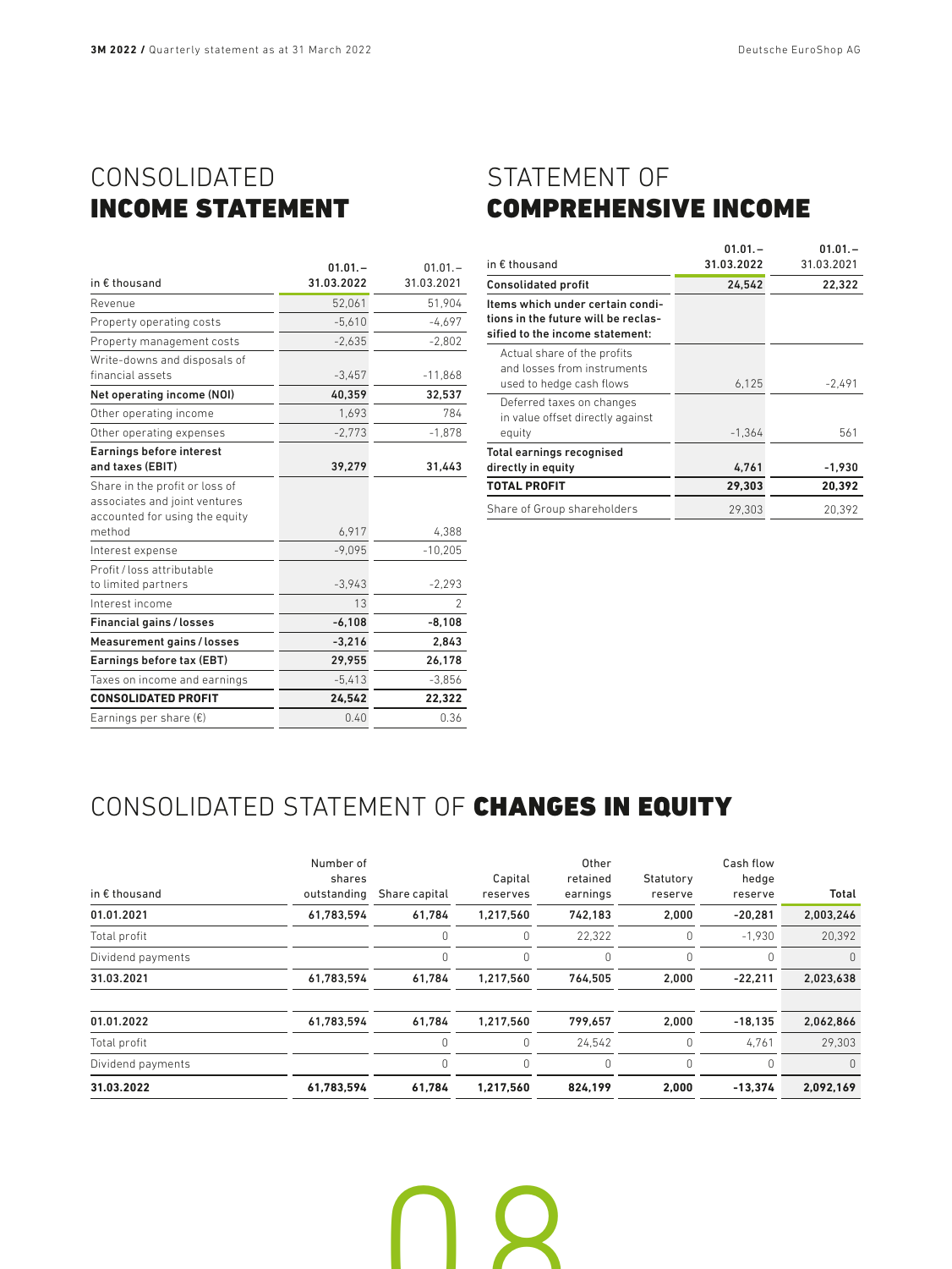# CONSOLIDATED **INCOME STATEMENT**

| in € thousand | 01.01.– 31.03.2022 | 01.01.– 31.03.2021 |
|---|---|---|
| Revenue | 52,061 | 51,904 |
| Property operating costs | -5,610 | -4,697 |
| Property management costs | -2,635 | -2,802 |
| Write-downs and disposals of financial assets | -3,457 | -11,868 |
| **Net operating income (NOI)** | **40,359** | **32,537** |
| Other operating income | 1,693 | 784 |
| Other operating expenses | -2,773 | -1,878 |
| **Earnings before interest and taxes (EBIT)** | **39,279** | **31,443** |
| Share in the profit or loss of associates and joint ventures accounted for using the equity method | 6,917 | 4,388 |
| Interest expense | -9,095 | -10,205 |
| Profit / loss attributable to limited partners | -3,943 | -2,293 |
| Interest income | 13 | 2 |
| **Financial gains / losses** | **-6,108** | **-8,108** |
| **Measurement gains / losses** | **-3,216** | **2,843** |
| **Earnings before tax (EBT)** | **29,955** | **26,178** |
| Taxes on income and earnings | -5,413 | -3,856 |
| **CONSOLIDATED PROFIT** | **24,542** | **22,322** |
| Earnings per share (€) | 0.40 | 0.36 |

# STATEMENT OF **COMPREHENSIVE INCOME**

| in € thousand | 01.01.– 31.03.2022 | 01.01.– 31.03.2021 |
|---|---|---|
| **Consolidated profit** | **24,542** | **22,322** |
| **Items which under certain conditions in the future will be reclassified to the income statement:** | | |
| Actual share of the profits and losses from instruments used to hedge cash flows | 6,125 | -2,491 |
| Deferred taxes on changes in value offset directly against equity | -1,364 | 561 |
| **Total earnings recognised directly in equity** | **4,761** | **-1,930** |
| **TOTAL PROFIT** | **29,303** | **20,392** |
| Share of Group shareholders | 29,303 | 20,392 |

# CONSOLIDATED STATEMENT OF **CHANGES IN EQUITY**

| in € thousand | Number of shares outstanding | Share capital | Capital reserves | Other retained earnings | Statutory reserve | Cash flow hedge reserve | Total |
|---|---|---|---|---|---|---|---|
| **01.01.2021** | **61,783,594** | **61,784** | **1,217,560** | **742,183** | **2,000** | **-20,281** | **2,003,246** |
| Total profit | | 0 | 0 | 22,322 | 0 | -1,930 | 20,392 |
| Dividend payments | | 0 | 0 | 0 | 0 | 0 | 0 |
| **31.03.2021** | **61,783,594** | **61,784** | **1,217,560** | **764,505** | **2,000** | **-22,211** | **2,023,638** |
| | | | | | | | |
| **01.01.2022** | **61,783,594** | **61,784** | **1,217,560** | **799,657** | **2,000** | **-18,135** | **2,062,866** |
| Total profit | | 0 | 0 | 24,542 | 0 | 4,761 | 29,303 |
| Dividend payments | | 0 | 0 | 0 | 0 | 0 | 0 |
| **31.03.2022** | **61,783,594** | **61,784** | **1,217,560** | **824,199** | **2,000** | **-13,374** | **2,092,169** |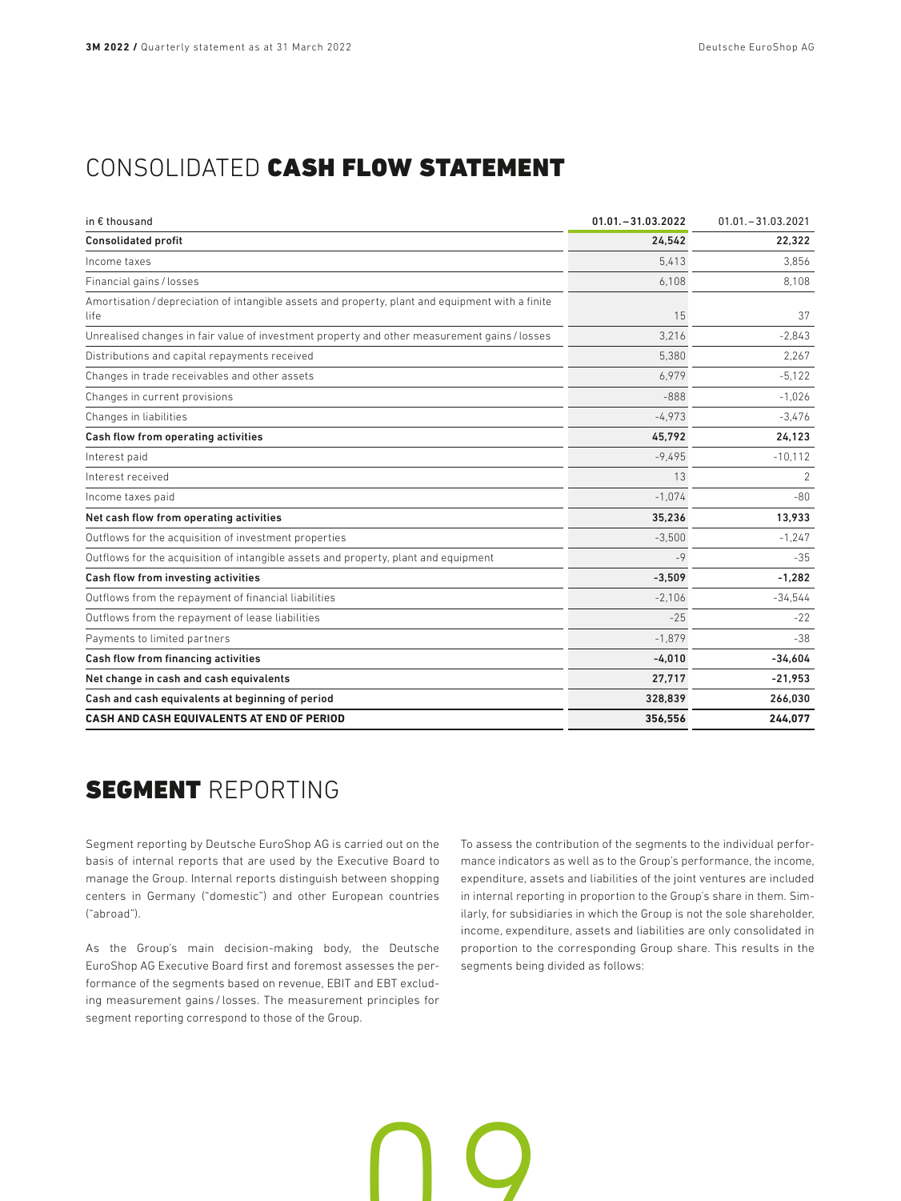# CONSOLIDATED CASH FLOW STATEMENT

| in € thousand | 01.01.–31.03.2022 | 01.01.–31.03.2021 |
|---|---|---|
| **Consolidated profit** | **24,542** | **22,322** |
| Income taxes | 5,413 | 3,856 |
| Financial gains / losses | 6,108 | 8,108 |
| Amortisation / depreciation of intangible assets and property, plant and equipment with a finite life | 15 | 37 |
| Unrealised changes in fair value of investment property and other measurement gains / losses | 3,216 | -2,843 |
| Distributions and capital repayments received | 5,380 | 2,267 |
| Changes in trade receivables and other assets | 6,979 | -5,122 |
| Changes in current provisions | -888 | -1,026 |
| Changes in liabilities | -4,973 | -3,476 |
| **Cash flow from operating activities** | **45,792** | **24,123** |
| Interest paid | -9,495 | -10,112 |
| Interest received | 13 | 2 |
| Income taxes paid | -1,074 | -80 |
| **Net cash flow from operating activities** | **35,236** | **13,933** |
| Outflows for the acquisition of investment properties | -3,500 | -1,247 |
| Outflows for the acquisition of intangible assets and property, plant and equipment | -9 | -35 |
| **Cash flow from investing activities** | **-3,509** | **-1,282** |
| Outflows from the repayment of financial liabilities | -2,106 | -34,544 |
| Outflows from the repayment of lease liabilities | -25 | -22 |
| Payments to limited partners | -1,879 | -38 |
| **Cash flow from financing activities** | **-4,010** | **-34,604** |
| **Net change in cash and cash equivalents** | **27,717** | **-21,953** |
| **Cash and cash equivalents at beginning of period** | **328,839** | **266,030** |
| **CASH AND CASH EQUIVALENTS AT END OF PERIOD** | **356,556** | **244,077** |

# SEGMENT REPORTING

Segment reporting by Deutsche EuroShop AG is carried out on the basis of internal reports that are used by the Executive Board to manage the Group. Internal reports distinguish between shopping centers in Germany ("domestic") and other European countries ("abroad").

As the Group's main decision-making body, the Deutsche EuroShop AG Executive Board first and foremost assesses the performance of the segments based on revenue, EBIT and EBT excluding measurement gains / losses. The measurement principles for segment reporting correspond to those of the Group.

To assess the contribution of the segments to the individual performance indicators as well as to the Group's performance, the income, expenditure, assets and liabilities of the joint ventures are included in internal reporting in proportion to the Group's share in them. Similarly, for subsidiaries in which the Group is not the sole shareholder, income, expenditure, assets and liabilities are only consolidated in proportion to the corresponding Group share. This results in the segments being divided as follows: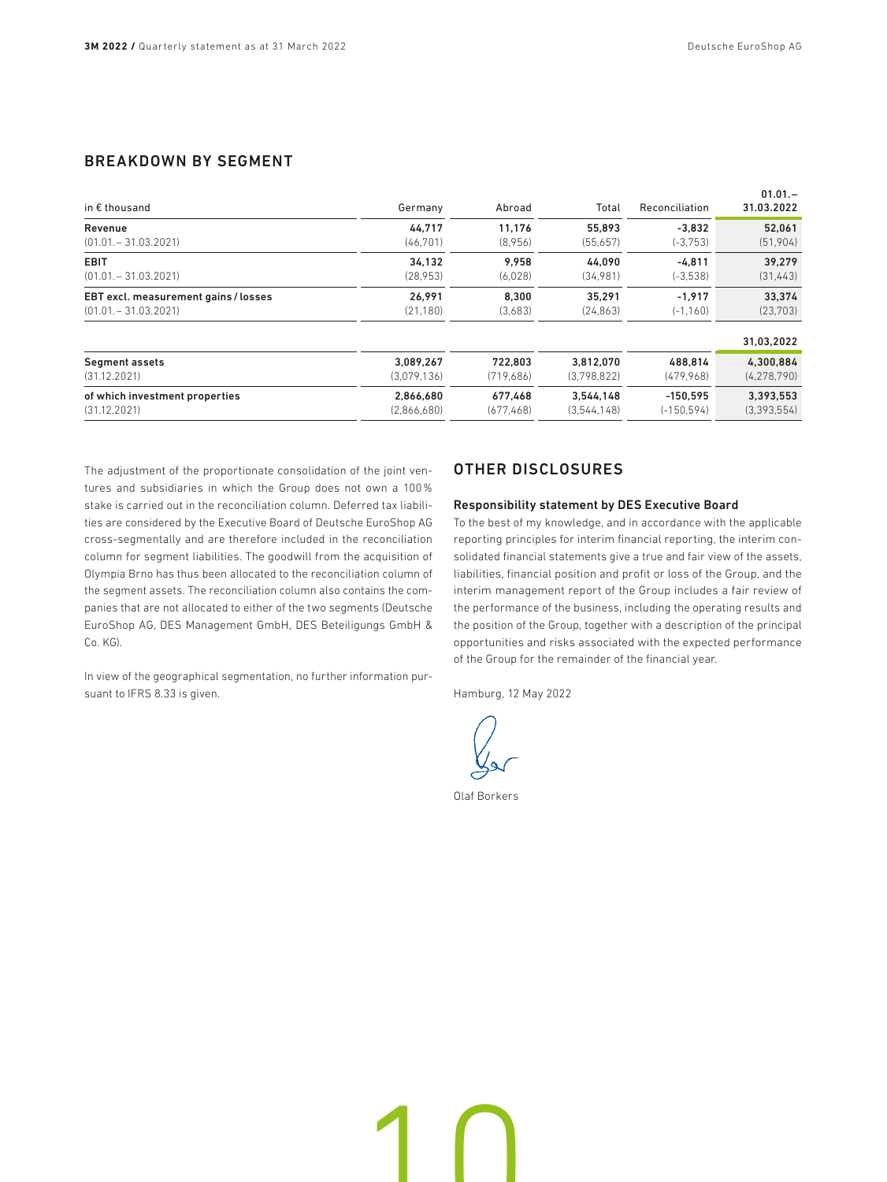## BREAKDOWN BY SEGMENT

| in € thousand | Germany | Abroad | Total | Reconciliation | 01.01.– 31.03.2022 |
|---|---|---|---|---|---|
| **Revenue** | **44,717** | **11,176** | **55,893** | **-3,832** | **52,061** |
| (01.01.– 31.03.2021) | (46,701) | (8,956) | (55,657) | (-3,753) | (51,904) |
| **EBIT** | **34,132** | **9,958** | **44,090** | **-4,811** | **39,279** |
| (01.01.– 31.03.2021) | (28,953) | (6,028) | (34,981) | (-3,538) | (31,443) |
| **EBT excl. measurement gains / losses** | **26,991** | **8,300** | **35,291** | **-1,917** | **33,374** |
| (01.01.– 31.03.2021) | (21,180) | (3,683) | (24,863) | (-1,160) | (23,703) |
| | | | | | **31.03.2022** |
| **Segment assets** | **3,089,267** | **722,803** | **3,812,070** | **488,814** | **4,300,884** |
| (31.12.2021) | (3,079,136) | (719,686) | (3,798,822) | (479,968) | (4,278,790) |
| **of which investment properties** | **2,866,680** | **677,468** | **3,544,148** | **-150,595** | **3,393,553** |
| (31.12.2021) | (2,866,680) | (677,468) | (3,544,148) | (-150,594) | (3,393,554) |

The adjustment of the proportionate consolidation of the joint ventures and subsidiaries in which the Group does not own a 100% stake is carried out in the reconciliation column. Deferred tax liabilities are considered by the Executive Board of Deutsche EuroShop AG cross-segmentally and are therefore included in the reconciliation column for segment liabilities. The goodwill from the acquisition of Olympia Brno has thus been allocated to the reconciliation column of the segment assets. The reconciliation column also contains the companies that are not allocated to either of the two segments (Deutsche EuroShop AG, DES Management GmbH, DES Beteiligungs GmbH & Co. KG).

In view of the geographical segmentation, no further information pursuant to IFRS 8.33 is given.

## OTHER DISCLOSURES

### Responsibility statement by DES Executive Board

To the best of my knowledge, and in accordance with the applicable reporting principles for interim financial reporting, the interim consolidated financial statements give a true and fair view of the assets, liabilities, financial position and profit or loss of the Group, and the interim management report of the Group includes a fair review of the performance of the business, including the operating results and the position of the Group, together with a description of the principal opportunities and risks associated with the expected performance of the Group for the remainder of the financial year.

Hamburg, 12 May 2022

Olaf Borkers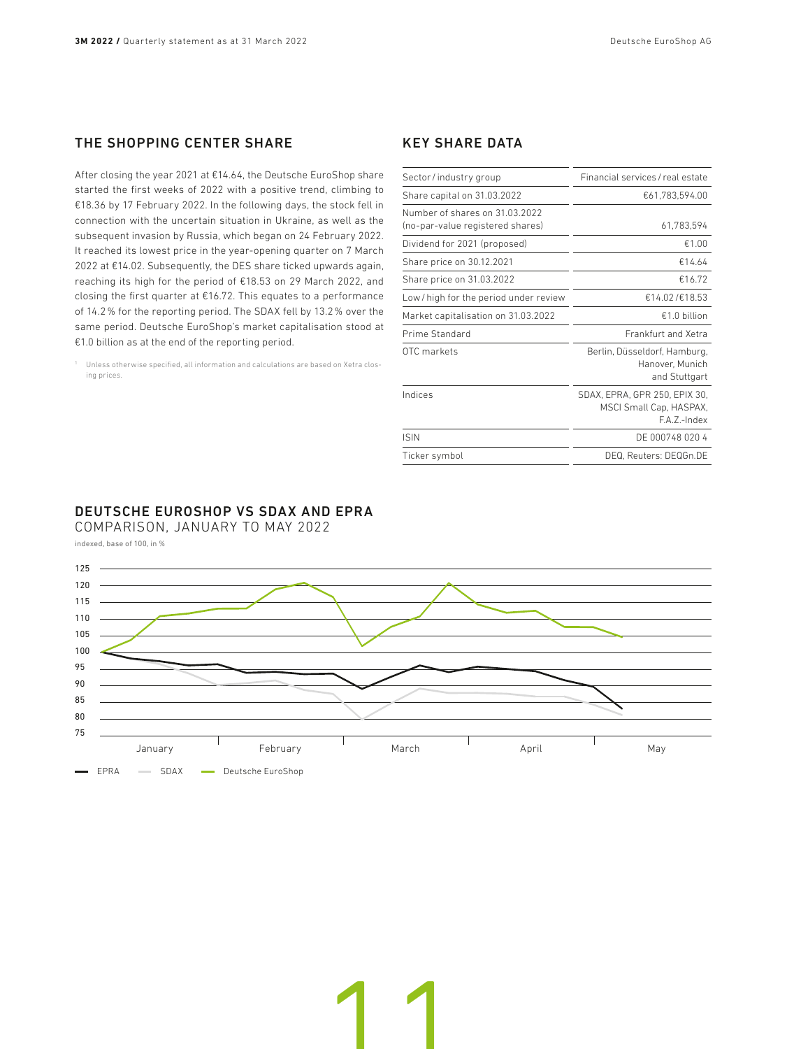## THE SHOPPING CENTER SHARE

After closing the year 2021 at €14.64, the Deutsche EuroShop share started the first weeks of 2022 with a positive trend, climbing to €18.36 by 17 February 2022. In the following days, the stock fell in connection with the uncertain situation in Ukraine, as well as the subsequent invasion by Russia, which began on 24 February 2022. It reached its lowest price in the year-opening quarter on 7 March 2022 at €14.02. Subsequently, the DES share ticked upwards again, reaching its high for the period of €18.53 on 29 March 2022, and closing the first quarter at €16.72. This equates to a performance of 14.2 % for the reporting period. The SDAX fell by 13.2 % over the same period. Deutsche EuroShop's market capitalisation stood at €1.0 billion as at the end of the reporting period.

[1] Unless otherwise specified, all information and calculations are based on Xetra closing prices.

## KEY SHARE DATA

| | |
|---|---|
| Sector / industry group | Financial services / real estate |
| Share capital on 31.03.2022 | €61,783,594.00 |
| Number of shares on 31.03.2022 (no-par-value registered shares) | 61,783,594 |
| Dividend for 2021 (proposed) | €1.00 |
| Share price on 30.12.2021 | €14.64 |
| Share price on 31.03.2022 | €16.72 |
| Low / high for the period under review | €14.02 / €18.53 |
| Market capitalisation on 31.03.2022 | €1.0 billion |
| Prime Standard | Frankfurt and Xetra |
| OTC markets | Berlin, Düsseldorf, Hamburg, Hanover, Munich and Stuttgart |
| Indices | SDAX, EPRA, GPR 250, EPIX 30, MSCI Small Cap, HASPAX, F.A.Z.-Index |
| ISIN | DE 000748 020 4 |
| Ticker symbol | DEQ, Reuters: DEQGn.DE |

## DEUTSCHE EUROSHOP VS SDAX AND EPRA

COMPARISON, JANUARY TO MAY 2022

indexed, base of 100, in %

EPRA — SDAX — Deutsche EuroShop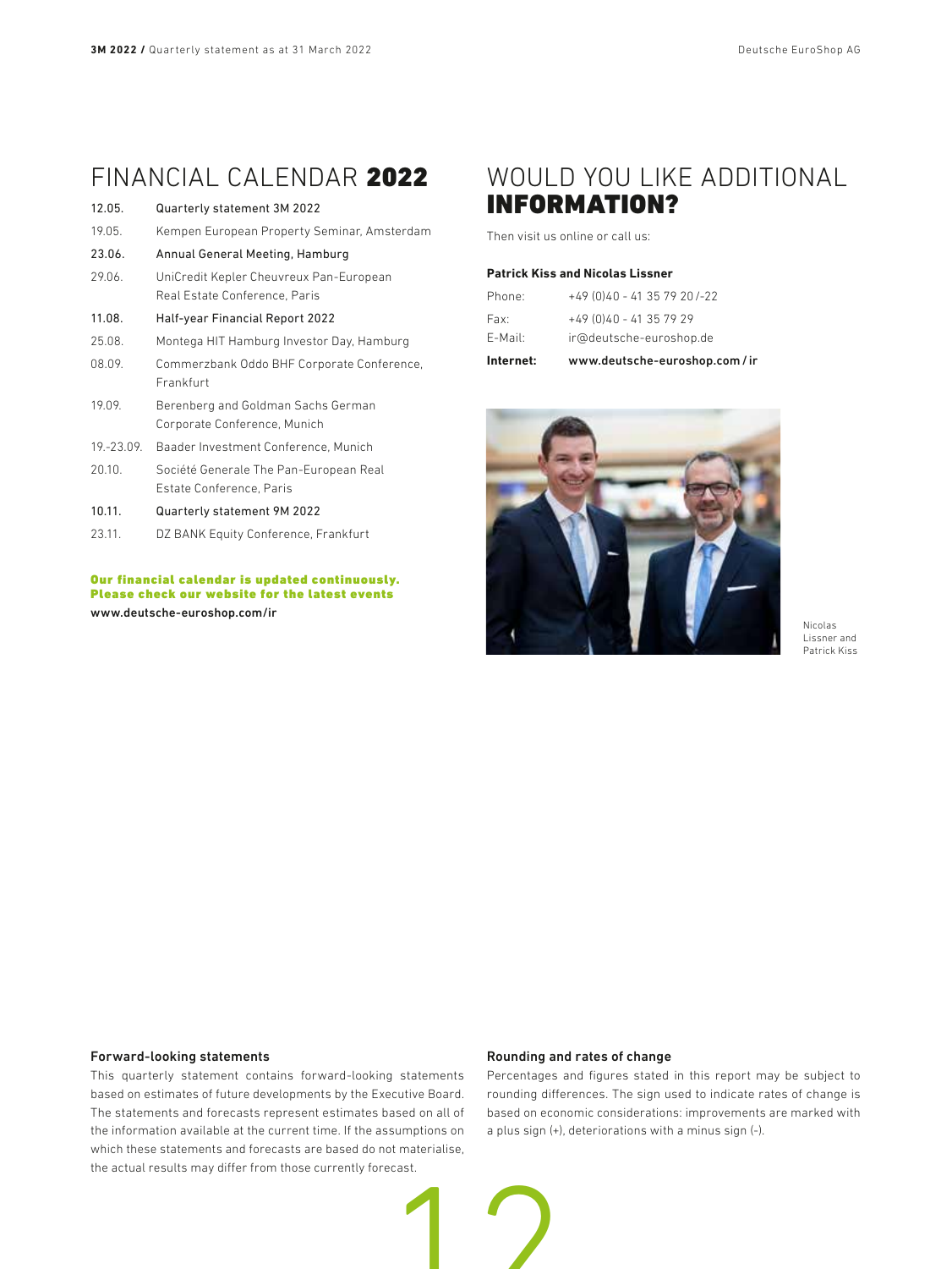# FINANCIAL CALENDAR 2022

| | |
|---|---|
| 12.05. | Quarterly statement 3M 2022 |
| 19.05. | Kempen European Property Seminar, Amsterdam |
| 23.06. | Annual General Meeting, Hamburg |
| 29.06. | UniCredit Kepler Cheuvreux Pan-European Real Estate Conference, Paris |
| 11.08. | Half-year Financial Report 2022 |
| 25.08. | Montega HIT Hamburg Investor Day, Hamburg |
| 08.09. | Commerzbank Oddo BHF Corporate Conference, Frankfurt |
| 19.09. | Berenberg and Goldman Sachs German Corporate Conference, Munich |
| 19.-23.09. | Baader Investment Conference, Munich |
| 20.10. | Société Generale The Pan-European Real Estate Conference, Paris |
| 10.11. | Quarterly statement 9M 2022 |
| 23.11. | DZ BANK Equity Conference, Frankfurt |

**Our financial calendar is updated continuously. Please check our website for the latest events**

www.deutsche-euroshop.com/ir

# WOULD YOU LIKE ADDITIONAL INFORMATION?

Then visit us online or call us:

**Patrick Kiss and Nicolas Lissner**

| | |
|---|---|
| Phone: | +49 (0)40 - 41 35 79 20 /-22 |
| Fax: | +49 (0)40 - 41 35 79 29 |
| E-Mail: | ir@deutsche-euroshop.de |
| **Internet:** | **www.deutsche-euroshop.com / ir** |

Nicolas Lissner and Patrick Kiss

### Forward-looking statements

This quarterly statement contains forward-looking statements based on estimates of future developments by the Executive Board. The statements and forecasts represent estimates based on all of the information available at the current time. If the assumptions on which these statements and forecasts are based do not materialise, the actual results may differ from those currently forecast.

### Rounding and rates of change

Percentages and figures stated in this report may be subject to rounding differences. The sign used to indicate rates of change is based on economic considerations: improvements are marked with a plus sign (+), deteriorations with a minus sign (-).